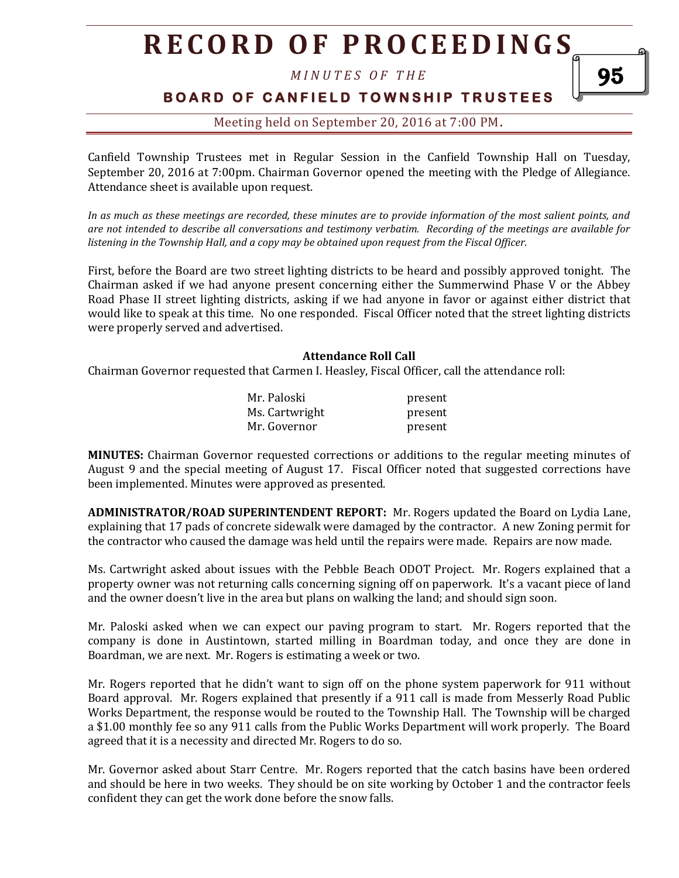Canfield Township Trustees met in Regular Session in the Canfield Township Hall on Tuesday, September 20, 2016 at 7:00pm. Chairman Governor opened the meeting with the Pledge of Allegiance. Attendance sheet is available upon request.

*In as much as these meetings are recorded, these minutes are to provide information of the most salient points, and are not intended to describe all conversations and testimony verbatim. Recording of the meetings are available for listening in the Township Hall, and a copy may be obtained upon request from the Fiscal Officer.*

First, before the Board are two street lighting districts to be heard and possibly approved tonight. The Chairman asked if we had anyone present concerning either the Summerwind Phase V or the Abbey Road Phase II street lighting districts, asking if we had anyone in favor or against either district that would like to speak at this time. No one responded. Fiscal Officer noted that the street lighting districts were properly served and advertised.

**Attendance Roll Call**

Chairman Governor requested that Carmen I. Heasley, Fiscal Officer, call the attendance roll:

| | |
|---|---|
| Mr. Paloski | present |
| Ms. Cartwright | present |
| Mr. Governor | present |

**MINUTES:** Chairman Governor requested corrections or additions to the regular meeting minutes of August 9 and the special meeting of August 17. Fiscal Officer noted that suggested corrections have been implemented. Minutes were approved as presented.

**ADMINISTRATOR/ROAD SUPERINTENDENT REPORT:** Mr. Rogers updated the Board on Lydia Lane, explaining that 17 pads of concrete sidewalk were damaged by the contractor. A new Zoning permit for the contractor who caused the damage was held until the repairs were made. Repairs are now made.

Ms. Cartwright asked about issues with the Pebble Beach ODOT Project. Mr. Rogers explained that a property owner was not returning calls concerning signing off on paperwork. It's a vacant piece of land and the owner doesn't live in the area but plans on walking the land; and should sign soon.

Mr. Paloski asked when we can expect our paving program to start. Mr. Rogers reported that the company is done in Austintown, started milling in Boardman today, and once they are done in Boardman, we are next. Mr. Rogers is estimating a week or two.

Mr. Rogers reported that he didn't want to sign off on the phone system paperwork for 911 without Board approval. Mr. Rogers explained that presently if a 911 call is made from Messerly Road Public Works Department, the response would be routed to the Township Hall. The Township will be charged a $1.00 monthly fee so any 911 calls from the Public Works Department will work properly. The Board agreed that it is a necessity and directed Mr. Rogers to do so.

Mr. Governor asked about Starr Centre. Mr. Rogers reported that the catch basins have been ordered and should be here in two weeks. They should be on site working by October 1 and the contractor feels confident they can get the work done before the snow falls.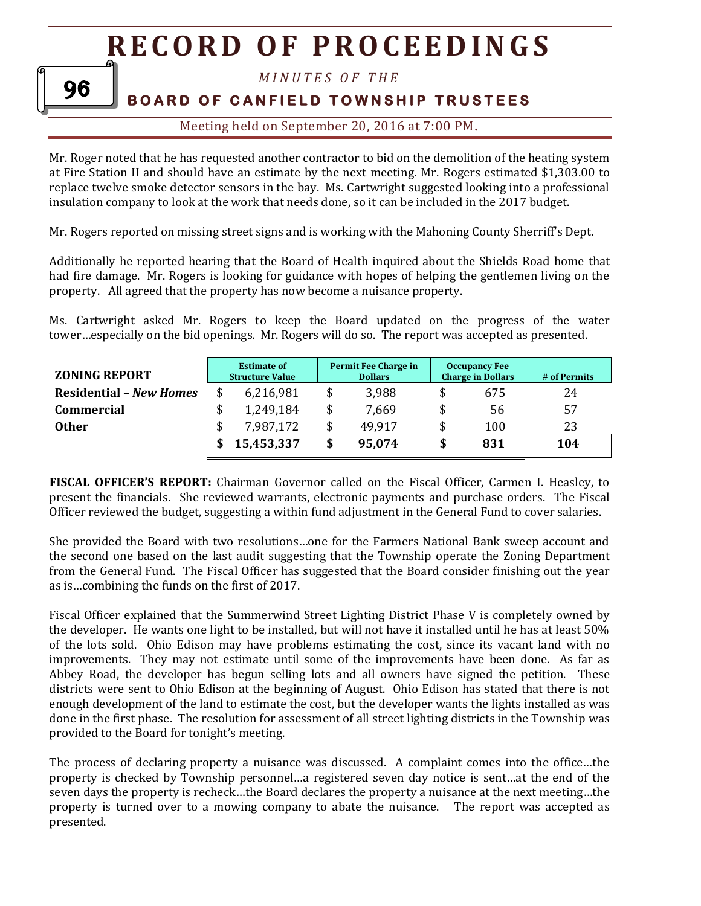Mr. Roger noted that he has requested another contractor to bid on the demolition of the heating system at Fire Station II and should have an estimate by the next meeting. Mr. Rogers estimated $1,303.00 to replace twelve smoke detector sensors in the bay. Ms. Cartwright suggested looking into a professional insulation company to look at the work that needs done, so it can be included in the 2017 budget.

Mr. Rogers reported on missing street signs and is working with the Mahoning County Sherriff's Dept.

Additionally he reported hearing that the Board of Health inquired about the Shields Road home that had fire damage. Mr. Rogers is looking for guidance with hopes of helping the gentlemen living on the property. All agreed that the property has now become a nuisance property.

Ms. Cartwright asked Mr. Rogers to keep the Board updated on the progress of the water tower…especially on the bid openings. Mr. Rogers will do so. The report was accepted as presented.

| ZONING REPORT | Estimate of Structure Value | Permit Fee Charge in Dollars | Occupancy Fee Charge in Dollars | # of Permits |
|---|---|---|---|---|
| **Residential** – ***New Homes*** | $ 6,216,981 | $ 3,988 | $ 675 | 24 |
| **Commercial** | $ 1,249,184 | $ 7,669 | $ 56 | 57 |
| **Other** | $ 7,987,172 | $ 49,917 | $ 100 | 23 |
| | **$ 15,453,337** | **$ 95,074** | **$ 831** | **104** |

**FISCAL OFFICER'S REPORT:** Chairman Governor called on the Fiscal Officer, Carmen I. Heasley, to present the financials. She reviewed warrants, electronic payments and purchase orders. The Fiscal Officer reviewed the budget, suggesting a within fund adjustment in the General Fund to cover salaries.

She provided the Board with two resolutions…one for the Farmers National Bank sweep account and the second one based on the last audit suggesting that the Township operate the Zoning Department from the General Fund. The Fiscal Officer has suggested that the Board consider finishing out the year as is…combining the funds on the first of 2017.

Fiscal Officer explained that the Summerwind Street Lighting District Phase V is completely owned by the developer. He wants one light to be installed, but will not have it installed until he has at least 50% of the lots sold. Ohio Edison may have problems estimating the cost, since its vacant land with no improvements. They may not estimate until some of the improvements have been done. As far as Abbey Road, the developer has begun selling lots and all owners have signed the petition. These districts were sent to Ohio Edison at the beginning of August. Ohio Edison has stated that there is not enough development of the land to estimate the cost, but the developer wants the lights installed as was done in the first phase. The resolution for assessment of all street lighting districts in the Township was provided to the Board for tonight's meeting.

The process of declaring property a nuisance was discussed. A complaint comes into the office…the property is checked by Township personnel…a registered seven day notice is sent…at the end of the seven days the property is recheck…the Board declares the property a nuisance at the next meeting…the property is turned over to a mowing company to abate the nuisance. The report was accepted as presented.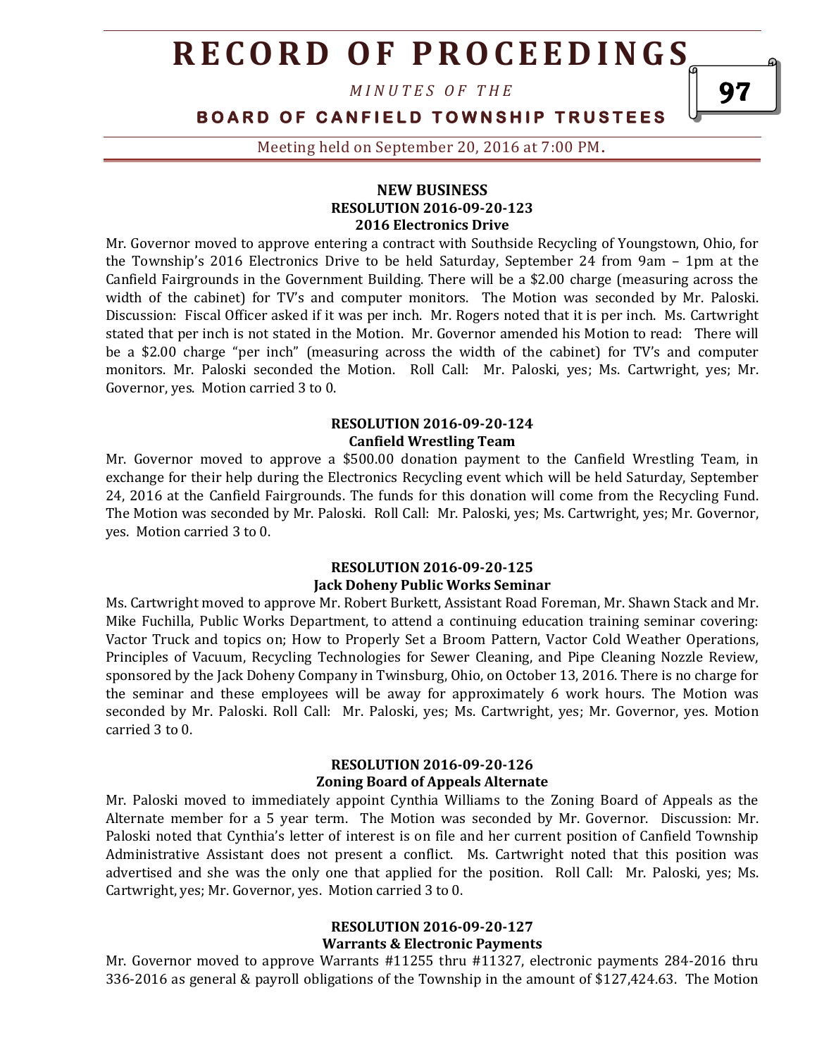## NEW BUSINESS

### RESOLUTION 2016-09-20-123
### 2016 Electronics Drive

Mr. Governor moved to approve entering a contract with Southside Recycling of Youngstown, Ohio, for the Township's 2016 Electronics Drive to be held Saturday, September 24 from 9am – 1pm at the Canfield Fairgrounds in the Government Building. There will be a $2.00 charge (measuring across the width of the cabinet) for TV's and computer monitors. The Motion was seconded by Mr. Paloski. Discussion: Fiscal Officer asked if it was per inch. Mr. Rogers noted that it is per inch. Ms. Cartwright stated that per inch is not stated in the Motion. Mr. Governor amended his Motion to read: There will be a $2.00 charge "per inch" (measuring across the width of the cabinet) for TV's and computer monitors. Mr. Paloski seconded the Motion. Roll Call: Mr. Paloski, yes; Ms. Cartwright, yes; Mr. Governor, yes. Motion carried 3 to 0.

### RESOLUTION 2016-09-20-124
### Canfield Wrestling Team

Mr. Governor moved to approve a $500.00 donation payment to the Canfield Wrestling Team, in exchange for their help during the Electronics Recycling event which will be held Saturday, September 24, 2016 at the Canfield Fairgrounds. The funds for this donation will come from the Recycling Fund. The Motion was seconded by Mr. Paloski. Roll Call: Mr. Paloski, yes; Ms. Cartwright, yes; Mr. Governor, yes. Motion carried 3 to 0.

### RESOLUTION 2016-09-20-125
### Jack Doheny Public Works Seminar

Ms. Cartwright moved to approve Mr. Robert Burkett, Assistant Road Foreman, Mr. Shawn Stack and Mr. Mike Fuchilla, Public Works Department, to attend a continuing education training seminar covering: Vactor Truck and topics on; How to Properly Set a Broom Pattern, Vactor Cold Weather Operations, Principles of Vacuum, Recycling Technologies for Sewer Cleaning, and Pipe Cleaning Nozzle Review, sponsored by the Jack Doheny Company in Twinsburg, Ohio, on October 13, 2016. There is no charge for the seminar and these employees will be away for approximately 6 work hours. The Motion was seconded by Mr. Paloski. Roll Call: Mr. Paloski, yes; Ms. Cartwright, yes; Mr. Governor, yes. Motion carried 3 to 0.

### RESOLUTION 2016-09-20-126
### Zoning Board of Appeals Alternate

Mr. Paloski moved to immediately appoint Cynthia Williams to the Zoning Board of Appeals as the Alternate member for a 5 year term. The Motion was seconded by Mr. Governor. Discussion: Mr. Paloski noted that Cynthia's letter of interest is on file and her current position of Canfield Township Administrative Assistant does not present a conflict. Ms. Cartwright noted that this position was advertised and she was the only one that applied for the position. Roll Call: Mr. Paloski, yes; Ms. Cartwright, yes; Mr. Governor, yes. Motion carried 3 to 0.

### RESOLUTION 2016-09-20-127
### Warrants & Electronic Payments

Mr. Governor moved to approve Warrants #11255 thru #11327, electronic payments 284-2016 thru 336-2016 as general & payroll obligations of the Township in the amount of $127,424.63. The Motion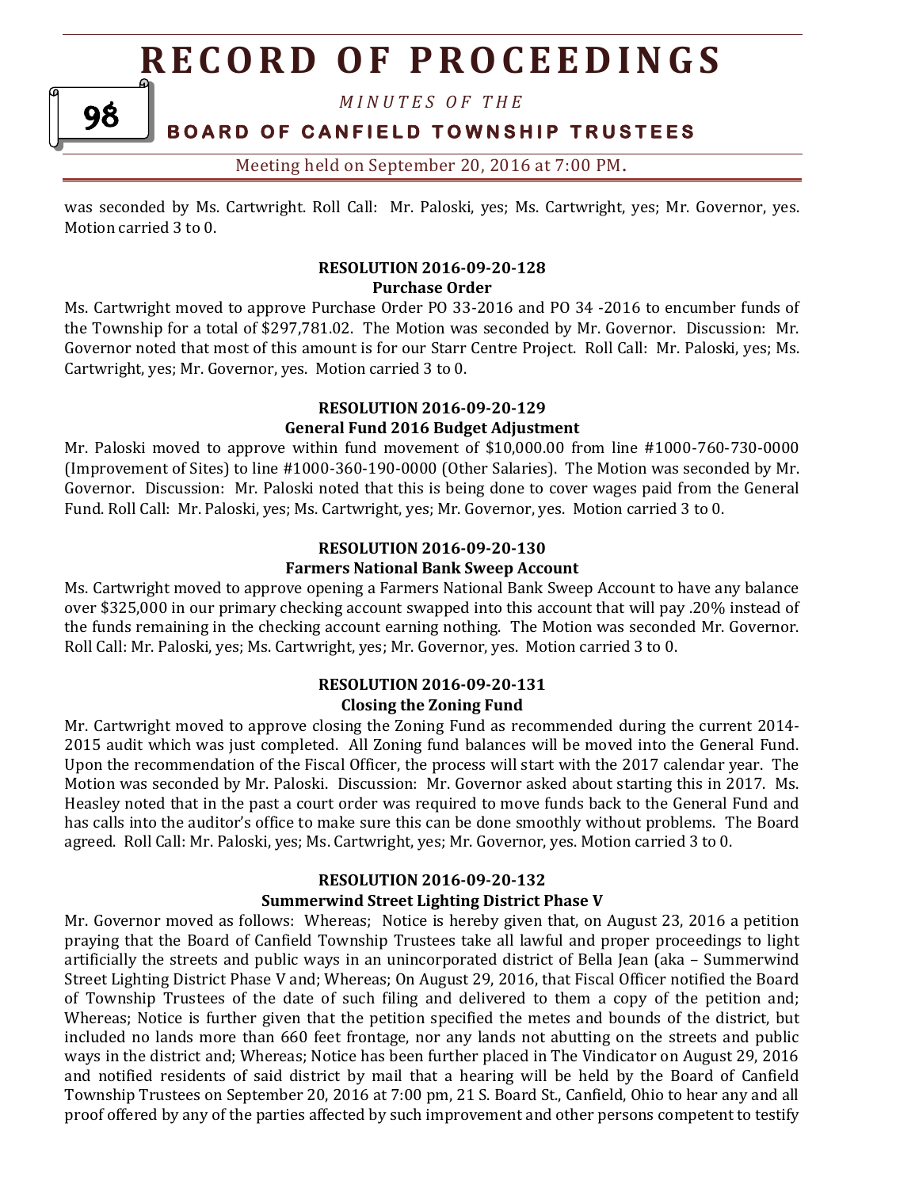was seconded by Ms. Cartwright. Roll Call: Mr. Paloski, yes; Ms. Cartwright, yes; Mr. Governor, yes. Motion carried 3 to 0.

**RESOLUTION 2016-09-20-128**
**Purchase Order**

Ms. Cartwright moved to approve Purchase Order PO 33-2016 and PO 34 -2016 to encumber funds of the Township for a total of $297,781.02. The Motion was seconded by Mr. Governor. Discussion: Mr. Governor noted that most of this amount is for our Starr Centre Project. Roll Call: Mr. Paloski, yes; Ms. Cartwright, yes; Mr. Governor, yes. Motion carried 3 to 0.

**RESOLUTION 2016-09-20-129**
**General Fund 2016 Budget Adjustment**

Mr. Paloski moved to approve within fund movement of $10,000.00 from line #1000-760-730-0000 (Improvement of Sites) to line #1000-360-190-0000 (Other Salaries). The Motion was seconded by Mr. Governor. Discussion: Mr. Paloski noted that this is being done to cover wages paid from the General Fund. Roll Call: Mr. Paloski, yes; Ms. Cartwright, yes; Mr. Governor, yes. Motion carried 3 to 0.

**RESOLUTION 2016-09-20-130**
**Farmers National Bank Sweep Account**

Ms. Cartwright moved to approve opening a Farmers National Bank Sweep Account to have any balance over $325,000 in our primary checking account swapped into this account that will pay .20% instead of the funds remaining in the checking account earning nothing. The Motion was seconded Mr. Governor. Roll Call: Mr. Paloski, yes; Ms. Cartwright, yes; Mr. Governor, yes. Motion carried 3 to 0.

**RESOLUTION 2016-09-20-131**
**Closing the Zoning Fund**

Mr. Cartwright moved to approve closing the Zoning Fund as recommended during the current 2014-2015 audit which was just completed. All Zoning fund balances will be moved into the General Fund. Upon the recommendation of the Fiscal Officer, the process will start with the 2017 calendar year. The Motion was seconded by Mr. Paloski. Discussion: Mr. Governor asked about starting this in 2017. Ms. Heasley noted that in the past a court order was required to move funds back to the General Fund and has calls into the auditor's office to make sure this can be done smoothly without problems. The Board agreed. Roll Call: Mr. Paloski, yes; Ms. Cartwright, yes; Mr. Governor, yes. Motion carried 3 to 0.

**RESOLUTION 2016-09-20-132**
**Summerwind Street Lighting District Phase V**

Mr. Governor moved as follows: Whereas; Notice is hereby given that, on August 23, 2016 a petition praying that the Board of Canfield Township Trustees take all lawful and proper proceedings to light artificially the streets and public ways in an unincorporated district of Bella Jean (aka – Summerwind Street Lighting District Phase V and; Whereas; On August 29, 2016, that Fiscal Officer notified the Board of Township Trustees of the date of such filing and delivered to them a copy of the petition and; Whereas; Notice is further given that the petition specified the metes and bounds of the district, but included no lands more than 660 feet frontage, nor any lands not abutting on the streets and public ways in the district and; Whereas; Notice has been further placed in The Vindicator on August 29, 2016 and notified residents of said district by mail that a hearing will be held by the Board of Canfield Township Trustees on September 20, 2016 at 7:00 pm, 21 S. Board St., Canfield, Ohio to hear any and all proof offered by any of the parties affected by such improvement and other persons competent to testify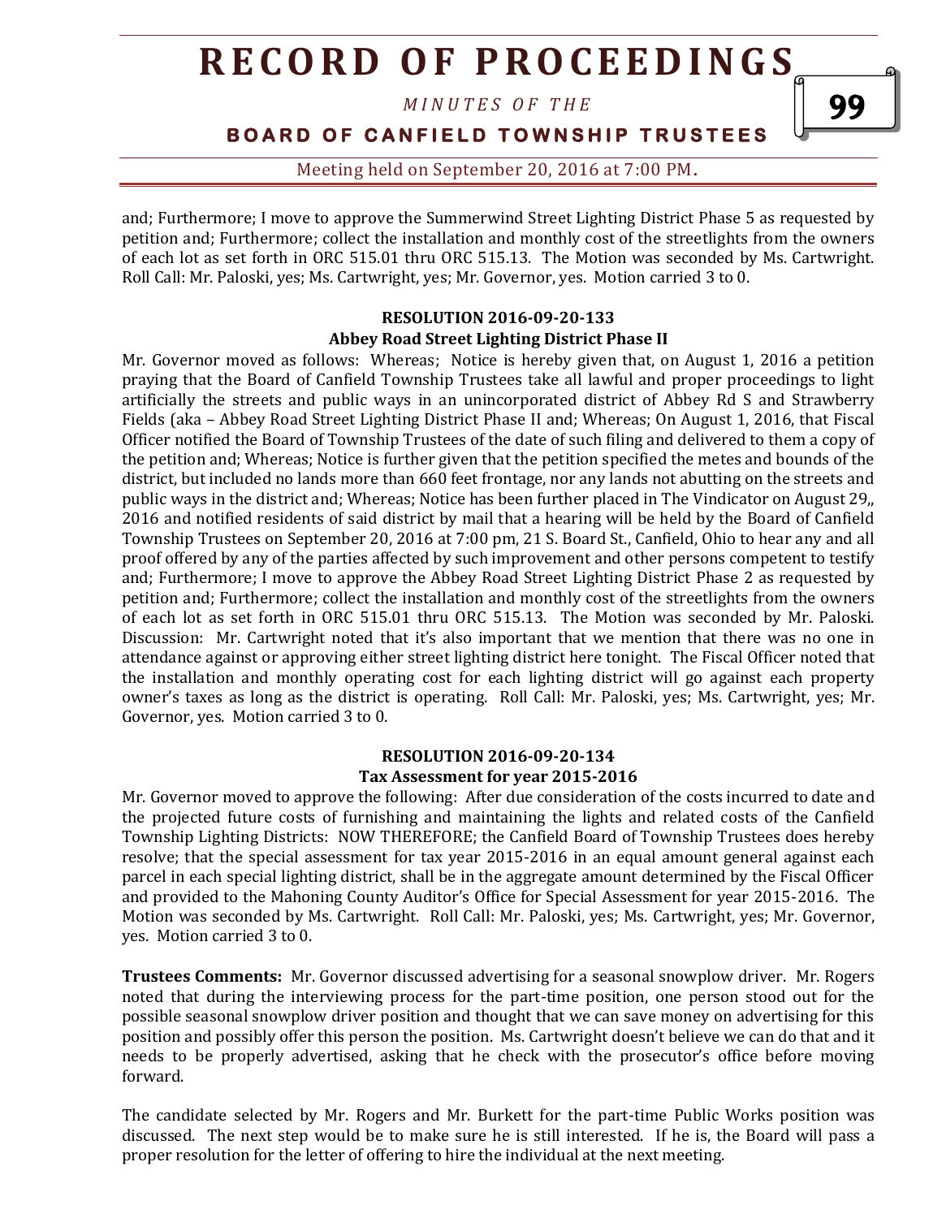and; Furthermore; I move to approve the Summerwind Street Lighting District Phase 5 as requested by petition and; Furthermore; collect the installation and monthly cost of the streetlights from the owners of each lot as set forth in ORC 515.01 thru ORC 515.13. The Motion was seconded by Ms. Cartwright. Roll Call: Mr. Paloski, yes; Ms. Cartwright, yes; Mr. Governor, yes. Motion carried 3 to 0.

**RESOLUTION 2016-09-20-133**
**Abbey Road Street Lighting District Phase II**

Mr. Governor moved as follows: Whereas; Notice is hereby given that, on August 1, 2016 a petition praying that the Board of Canfield Township Trustees take all lawful and proper proceedings to light artificially the streets and public ways in an unincorporated district of Abbey Rd S and Strawberry Fields (aka – Abbey Road Street Lighting District Phase II and; Whereas; On August 1, 2016, that Fiscal Officer notified the Board of Township Trustees of the date of such filing and delivered to them a copy of the petition and; Whereas; Notice is further given that the petition specified the metes and bounds of the district, but included no lands more than 660 feet frontage, nor any lands not abutting on the streets and public ways in the district and; Whereas; Notice has been further placed in The Vindicator on August 29,, 2016 and notified residents of said district by mail that a hearing will be held by the Board of Canfield Township Trustees on September 20, 2016 at 7:00 pm, 21 S. Board St., Canfield, Ohio to hear any and all proof offered by any of the parties affected by such improvement and other persons competent to testify and; Furthermore; I move to approve the Abbey Road Street Lighting District Phase 2 as requested by petition and; Furthermore; collect the installation and monthly cost of the streetlights from the owners of each lot as set forth in ORC 515.01 thru ORC 515.13. The Motion was seconded by Mr. Paloski. Discussion: Mr. Cartwright noted that it's also important that we mention that there was no one in attendance against or approving either street lighting district here tonight. The Fiscal Officer noted that the installation and monthly operating cost for each lighting district will go against each property owner's taxes as long as the district is operating. Roll Call: Mr. Paloski, yes; Ms. Cartwright, yes; Mr. Governor, yes. Motion carried 3 to 0.

**RESOLUTION 2016-09-20-134**
**Tax Assessment for year 2015-2016**

Mr. Governor moved to approve the following: After due consideration of the costs incurred to date and the projected future costs of furnishing and maintaining the lights and related costs of the Canfield Township Lighting Districts: NOW THEREFORE; the Canfield Board of Township Trustees does hereby resolve; that the special assessment for tax year 2015-2016 in an equal amount general against each parcel in each special lighting district, shall be in the aggregate amount determined by the Fiscal Officer and provided to the Mahoning County Auditor's Office for Special Assessment for year 2015-2016. The Motion was seconded by Ms. Cartwright. Roll Call: Mr. Paloski, yes; Ms. Cartwright, yes; Mr. Governor, yes. Motion carried 3 to 0.

**Trustees Comments:** Mr. Governor discussed advertising for a seasonal snowplow driver. Mr. Rogers noted that during the interviewing process for the part-time position, one person stood out for the possible seasonal snowplow driver position and thought that we can save money on advertising for this position and possibly offer this person the position. Ms. Cartwright doesn't believe we can do that and it needs to be properly advertised, asking that he check with the prosecutor's office before moving forward.

The candidate selected by Mr. Rogers and Mr. Burkett for the part-time Public Works position was discussed. The next step would be to make sure he is still interested. If he is, the Board will pass a proper resolution for the letter of offering to hire the individual at the next meeting.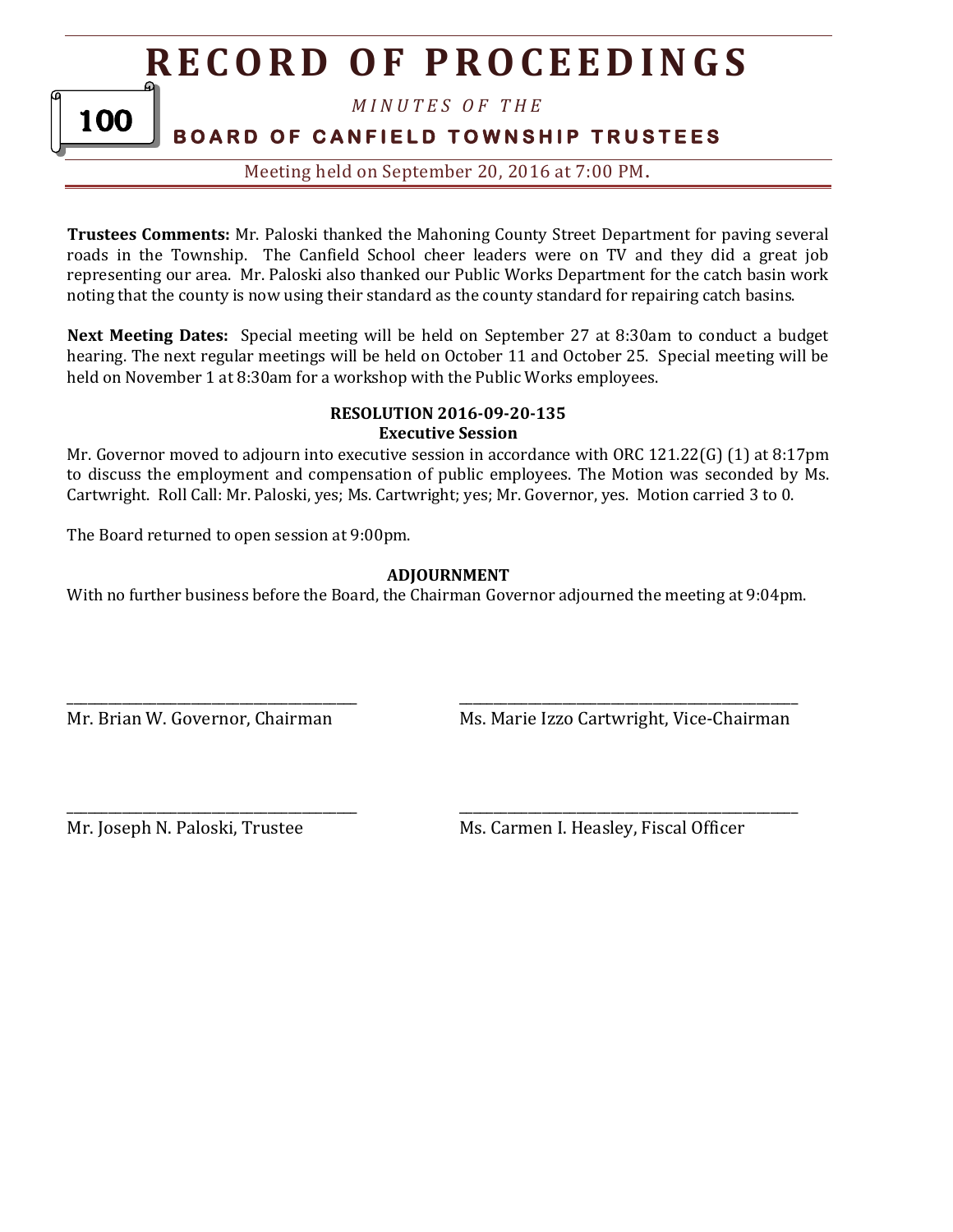**Trustees Comments:** Mr. Paloski thanked the Mahoning County Street Department for paving several roads in the Township. The Canfield School cheer leaders were on TV and they did a great job representing our area. Mr. Paloski also thanked our Public Works Department for the catch basin work noting that the county is now using their standard as the county standard for repairing catch basins.

**Next Meeting Dates:** Special meeting will be held on September 27 at 8:30am to conduct a budget hearing. The next regular meetings will be held on October 11 and October 25. Special meeting will be held on November 1 at 8:30am for a workshop with the Public Works employees.

**RESOLUTION 2016-09-20-135**
**Executive Session**

Mr. Governor moved to adjourn into executive session in accordance with ORC 121.22(G) (1) at 8:17pm to discuss the employment and compensation of public employees. The Motion was seconded by Ms. Cartwright. Roll Call: Mr. Paloski, yes; Ms. Cartwright; yes; Mr. Governor, yes. Motion carried 3 to 0.

The Board returned to open session at 9:00pm.

**ADJOURNMENT**

With no further business before the Board, the Chairman Governor adjourned the meeting at 9:04pm.

_______________________________________
Mr. Brian W. Governor, Chairman

_______________________________________
Ms. Marie Izzo Cartwright, Vice-Chairman

_______________________________________
Mr. Joseph N. Paloski, Trustee

_______________________________________
Ms. Carmen I. Heasley, Fiscal Officer